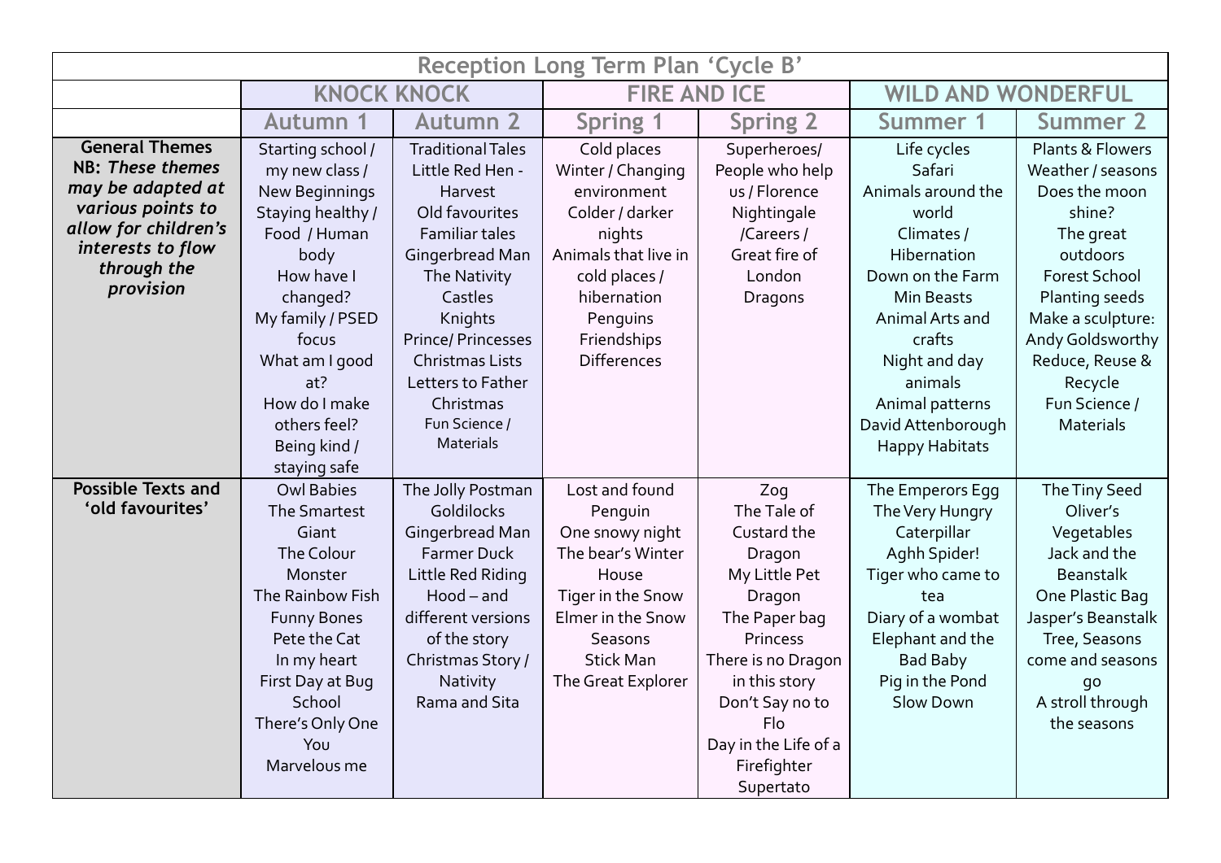# Reception Long Term Plan 'Cycle B'

| | KNOCK KNOCK | | FIRE AND ICE | | WILD AND WONDERFUL | |
|---|---|---|---|---|---|---|
| | **Autumn 1** | **Autumn 2** | **Spring 1** | **Spring 2** | **Summer 1** | **Summer 2** |
| **General Themes** **NB:** ***These themes may be adapted at various points to allow for children's interests to flow through the provision*** | Starting school / my new class / New Beginnings<br>Staying healthy / Food / Human body<br>How have I changed?<br>My family / PSED focus<br>What am I good at?<br>How do I make others feel?<br>Being kind / staying safe | Traditional Tales<br>Little Red Hen - Harvest<br>Old favourites<br>Familiar tales<br>Gingerbread Man<br>The Nativity<br>Castles<br>Knights<br>Prince/ Princesses<br>Christmas Lists<br>Letters to Father Christmas<br>Fun Science / Materials | Cold places<br>Winter / Changing environment<br>Colder / darker nights<br>Animals that live in cold places / hibernation<br>Penguins<br>Friendships<br>Differences | Superheroes/ People who help us / Florence Nightingale /Careers / Great fire of London<br>Dragons | Life cycles<br>Safari<br>Animals around the world<br>Climates / Hibernation<br>Down on the Farm<br>Min Beasts<br>Animal Arts and crafts<br>Night and day animals<br>Animal patterns<br>David Attenborough<br>Happy Habitats | Plants & Flowers<br>Weather / seasons<br>Does the moon shine?<br>The great outdoors<br>Forest School<br>Planting seeds<br>Make a sculpture: Andy Goldsworthy<br>Reduce, Reuse & Recycle<br>Fun Science / Materials |
| **Possible Texts and 'old favourites'** | Owl Babies<br>The Smartest Giant<br>The Colour Monster<br>The Rainbow Fish<br>Funny Bones<br>Pete the Cat<br>In my heart<br>First Day at Bug School<br>There's Only One You<br>Marvelous me | The Jolly Postman<br>Goldilocks<br>Gingerbread Man<br>Farmer Duck<br>Little Red Riding Hood – and different versions of the story<br>Christmas Story / Nativity<br>Rama and Sita | Lost and found Penguin<br>One snowy night<br>The bear's Winter House<br>Tiger in the Snow<br>Elmer in the Snow<br>Seasons<br>Stick Man<br>The Great Explorer | Zog<br>The Tale of Custard the Dragon<br>My Little Pet Dragon<br>The Paper bag Princess<br>There is no Dragon in this story<br>Don't Say no to Flo<br>Day in the Life of a Firefighter<br>Supertato | The Emperors Egg<br>The Very Hungry Caterpillar<br>Aghh Spider!<br>Tiger who came to tea<br>Diary of a wombat<br>Elephant and the Bad Baby<br>Pig in the Pond<br>Slow Down | The Tiny Seed<br>Oliver's Vegetables<br>Jack and the Beanstalk<br>One Plastic Bag<br>Jasper's Beanstalk<br>Tree, Seasons come and seasons go<br>A stroll through the seasons |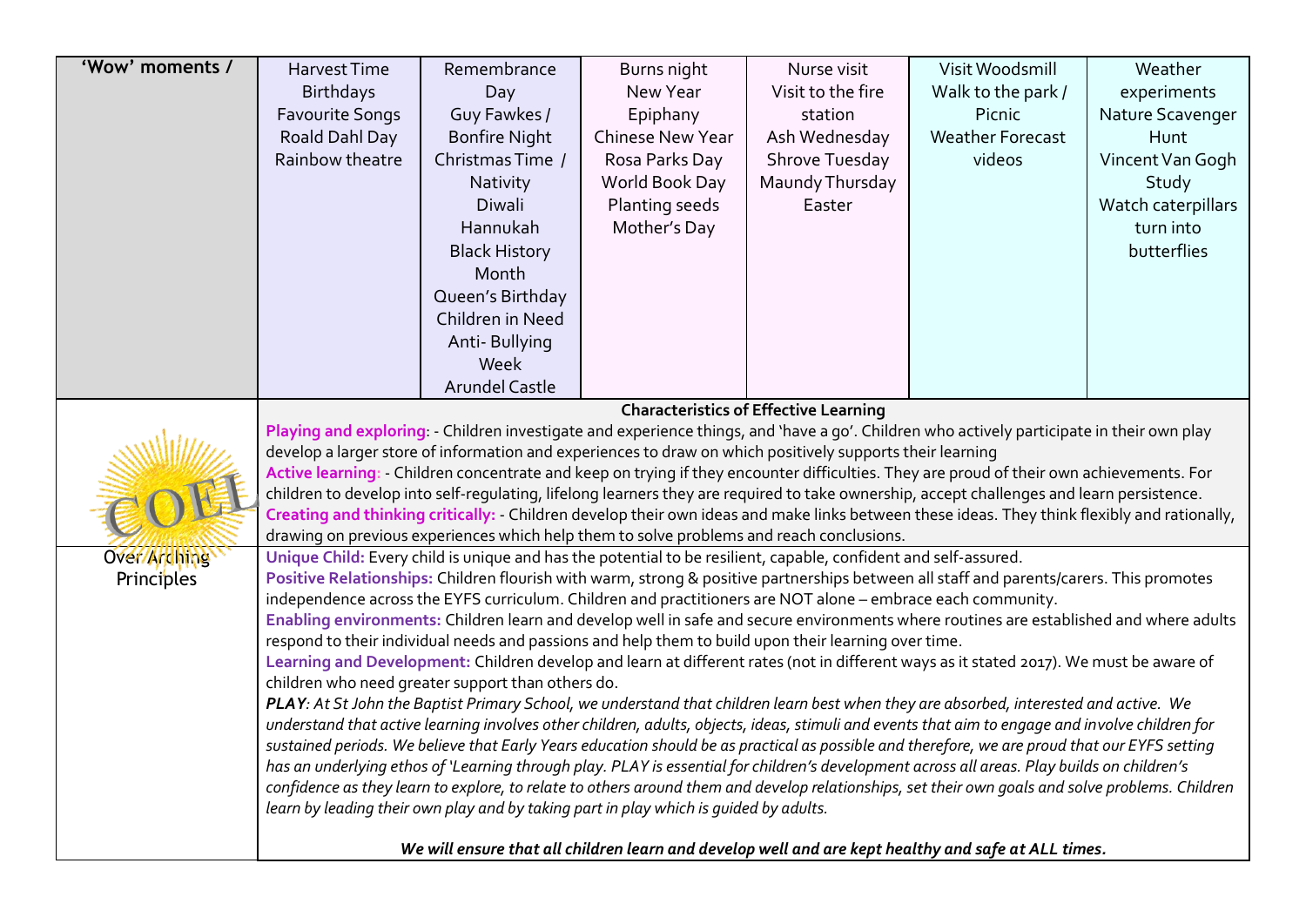| 'Wow' moments / | Harvest Time<br>Birthdays<br>Favourite Songs<br>Roald Dahl Day<br>Rainbow theatre | Remembrance Day<br>Guy Fawkes / Bonfire Night<br>Christmas Time / Nativity<br>Diwali<br>Hannukah<br>Black History Month<br>Queen's Birthday<br>Children in Need<br>Anti- Bullying Week<br>Arundel Castle | Burns night<br>New Year<br>Epiphany<br>Chinese New Year<br>Rosa Parks Day<br>World Book Day<br>Planting seeds<br>Mother's Day | Nurse visit<br>Visit to the fire station<br>Ash Wednesday<br>Shrove Tuesday<br>Maundy Thursday<br>Easter | Visit Woodsmill<br>Walk to the park / Picnic<br>Weather Forecast videos | Weather experiments<br>Nature Scavenger Hunt<br>Vincent Van Gogh Study<br>Watch caterpillars turn into butterflies |
|---|---|---|---|---|---|---|

| | |
|---|---|
| COEL | **Characteristics of Effective Learning**<br>**Playing and exploring**: - Children investigate and experience things, and 'have a go'. Children who actively participate in their own play develop a larger store of information and experiences to draw on which positively supports their learning<br>**Active learning**: - Children concentrate and keep on trying if they encounter difficulties. They are proud of their own achievements. For children to develop into self-regulating, lifelong learners they are required to take ownership, accept challenges and learn persistence.<br>**Creating and thinking critically:** - Children develop their own ideas and make links between these ideas. They think flexibly and rationally, drawing on previous experiences which help them to solve problems and reach conclusions. |
| Over Arching Principles | **Unique Child:** Every child is unique and has the potential to be resilient, capable, confident and self-assured.<br>**Positive Relationships:** Children flourish with warm, strong & positive partnerships between all staff and parents/carers. This promotes independence across the EYFS curriculum. Children and practitioners are NOT alone – embrace each community.<br>**Enabling environments:** Children learn and develop well in safe and secure environments where routines are established and where adults respond to their individual needs and passions and help them to build upon their learning over time.<br>**Learning and Development:** Children develop and learn at different rates (not in different ways as it stated 2017). We must be aware of children who need greater support than others do.<br>***PLAY****: At St John the Baptist Primary School, we understand that children learn best when they are absorbed, interested and active. We understand that active learning involves other children, adults, objects, ideas, stimuli and events that aim to engage and involve children for sustained periods. We believe that Early Years education should be as practical as possible and therefore, we are proud that our EYFS setting has an underlying ethos of 'Learning through play. PLAY is essential for children's development across all areas. Play builds on children's confidence as they learn to explore, to relate to others around them and develop relationships, set their own goals and solve problems. Children learn by leading their own play and by taking part in play which is guided by adults.*<br><br>***We will ensure that all children learn and develop well and are kept healthy and safe at ALL times.*** |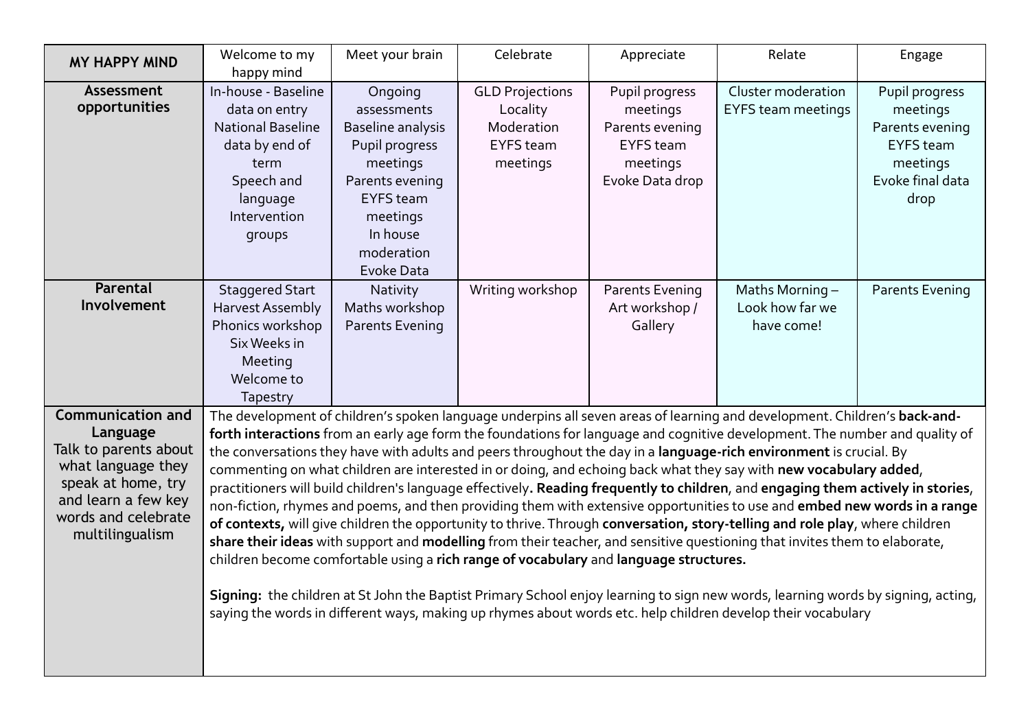| MY HAPPY MIND | Welcome to my happy mind | Meet your brain | Celebrate | Appreciate | Relate | Engage |
|---|---|---|---|---|---|---|
| **Assessment opportunities** | In-house - Baseline data on entry<br>National Baseline data by end of term<br>Speech and language Intervention groups | Ongoing assessments<br>Baseline analysis<br>Pupil progress meetings<br>Parents evening<br>EYFS team meetings<br>In house moderation<br>Evoke Data | GLD Projections<br>Locality Moderation<br>EYFS team meetings | Pupil progress meetings<br>Parents evening<br>EYFS team meetings<br>Evoke Data drop | Cluster moderation<br>EYFS team meetings | Pupil progress meetings<br>Parents evening<br>EYFS team meetings<br>Evoke final data drop |
| **Parental Involvement** | Staggered Start<br>Harvest Assembly<br>Phonics workshop<br>Six Weeks in Meeting<br>Welcome to Tapestry | Nativity<br>Maths workshop<br>Parents Evening | Writing workshop | Parents Evening<br>Art workshop / Gallery | Maths Morning – Look how far we have come! | Parents Evening |
| **Communication and Language**<br>Talk to parents about what language they speak at home, try and learn a few key words and celebrate multilingualism | The development of children's spoken language underpins all seven areas of learning and development. Children's **back-and-forth interactions** from an early age form the foundations for language and cognitive development. The number and quality of the conversations they have with adults and peers throughout the day in a **language-rich environment** is crucial. By commenting on what children are interested in or doing, and echoing back what they say with **new vocabulary added**, practitioners will build children's language effectively**. Reading frequently to children**, and **engaging them actively in stories**, non-fiction, rhymes and poems, and then providing them with extensive opportunities to use and **embed new words in a range of contexts,** will give children the opportunity to thrive. Through **conversation, story-telling and role play**, where children **share their ideas** with support and **modelling** from their teacher, and sensitive questioning that invites them to elaborate, children become comfortable using a **rich range of vocabulary** and **language structures.**<br><br>**Signing:** the children at St John the Baptist Primary School enjoy learning to sign new words, learning words by signing, acting, saying the words in different ways, making up rhymes about words etc. help children develop their vocabulary | | | | | |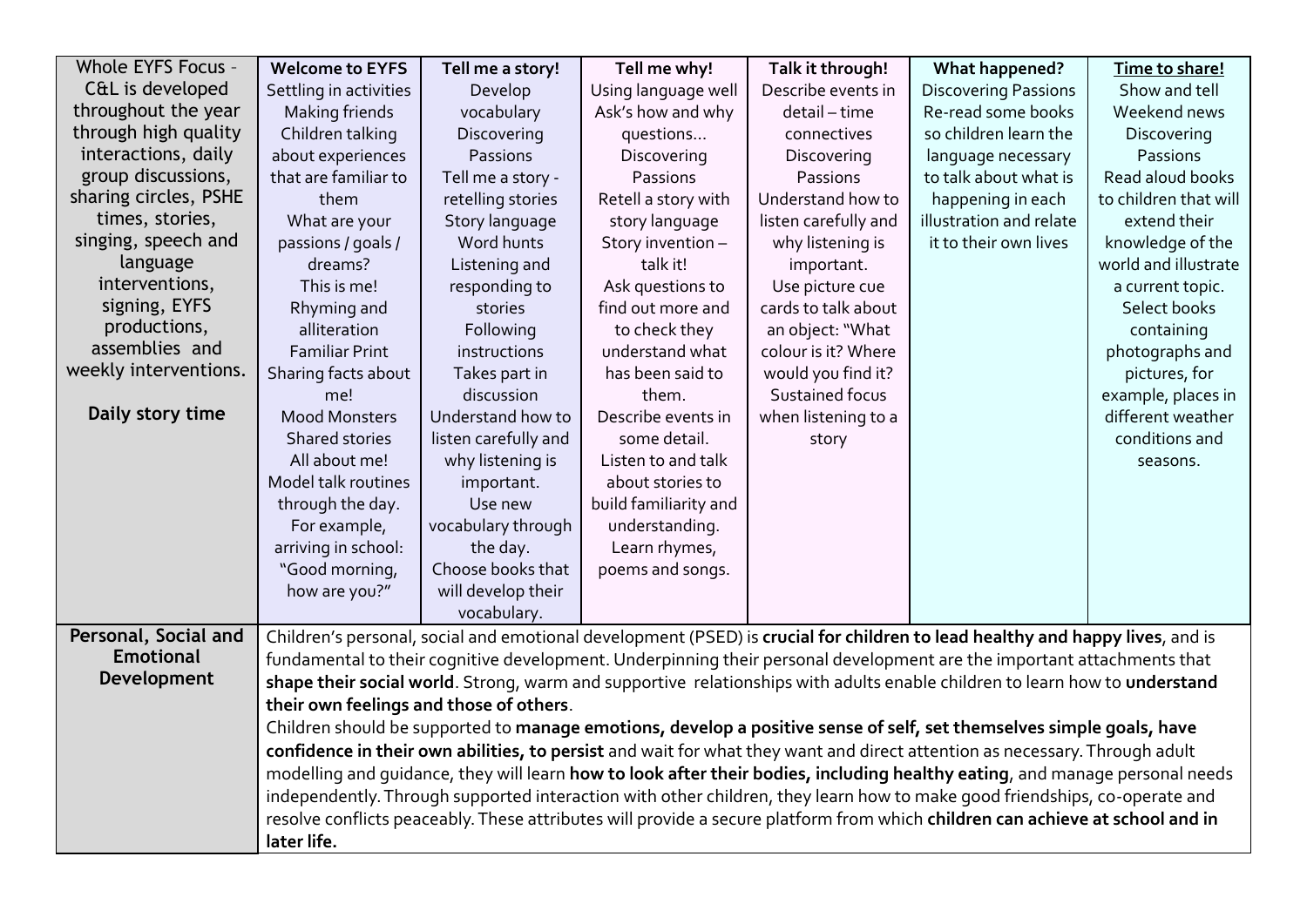| Whole EYFS Focus – C&L is developed throughout the year through high quality interactions, daily group discussions, sharing circles, PSHE times, stories, singing, speech and language interventions, signing, EYFS productions, assemblies and weekly interventions.<br><br>**Daily story time** | **Welcome to EYFS**<br>Settling in activities<br>Making friends<br>Children talking about experiences that are familiar to them<br>What are your passions / goals / dreams?<br>This is me!<br>Rhyming and alliteration<br>Familiar Print<br>Sharing facts about me!<br>Mood Monsters<br>Shared stories<br>All about me!<br>Model talk routines through the day. For example, arriving in school: "Good morning, how are you?" | **Tell me a story!**<br>Develop vocabulary<br>Discovering Passions<br>Tell me a story - retelling stories<br>Story language<br>Word hunts<br>Listening and responding to stories<br>Following instructions<br>Takes part in discussion<br>Understand how to listen carefully and why listening is important.<br>Use new vocabulary through the day.<br>Choose books that will develop their vocabulary. | **Tell me why!**<br>Using language well<br>Ask's how and why questions…<br>Discovering Passions<br>Retell a story with story language<br>Story invention – talk it!<br>Ask questions to find out more and to check they understand what has been said to them.<br>Describe events in some detail.<br>Listen to and talk about stories to build familiarity and understanding.<br>Learn rhymes, poems and songs. | **Talk it through!**<br>Describe events in detail – time connectives<br>Discovering Passions<br>Understand how to listen carefully and why listening is important.<br>Use picture cue cards to talk about an object: "What colour is it? Where would you find it?<br>Sustained focus when listening to a story | **What happened?**<br>Discovering Passions<br>Re-read some books so children learn the language necessary to talk about what is happening in each illustration and relate it to their own lives | **Time to share!**<br>Show and tell<br>Weekend news<br>Discovering Passions<br>Read aloud books to children that will extend their knowledge of the world and illustrate a current topic.<br>Select books containing photographs and pictures, for example, places in different weather conditions and seasons. |
|---|---|---|---|---|---|---|
| **Personal, Social and Emotional Development** | Children's personal, social and emotional development (PSED) is **crucial for children to lead healthy and happy lives**, and is fundamental to their cognitive development. Underpinning their personal development are the important attachments that **shape their social world**. Strong, warm and supportive relationships with adults enable children to learn how to **understand their own feelings and those of others**.<br>Children should be supported to **manage emotions, develop a positive sense of self, set themselves simple goals, have confidence in their own abilities, to persist** and wait for what they want and direct attention as necessary. Through adult modelling and guidance, they will learn **how to look after their bodies, including healthy eating**, and manage personal needs independently. Through supported interaction with other children, they learn how to make good friendships, co-operate and resolve conflicts peaceably. These attributes will provide a secure platform from which **children can achieve at school and in later life.** | | | | | |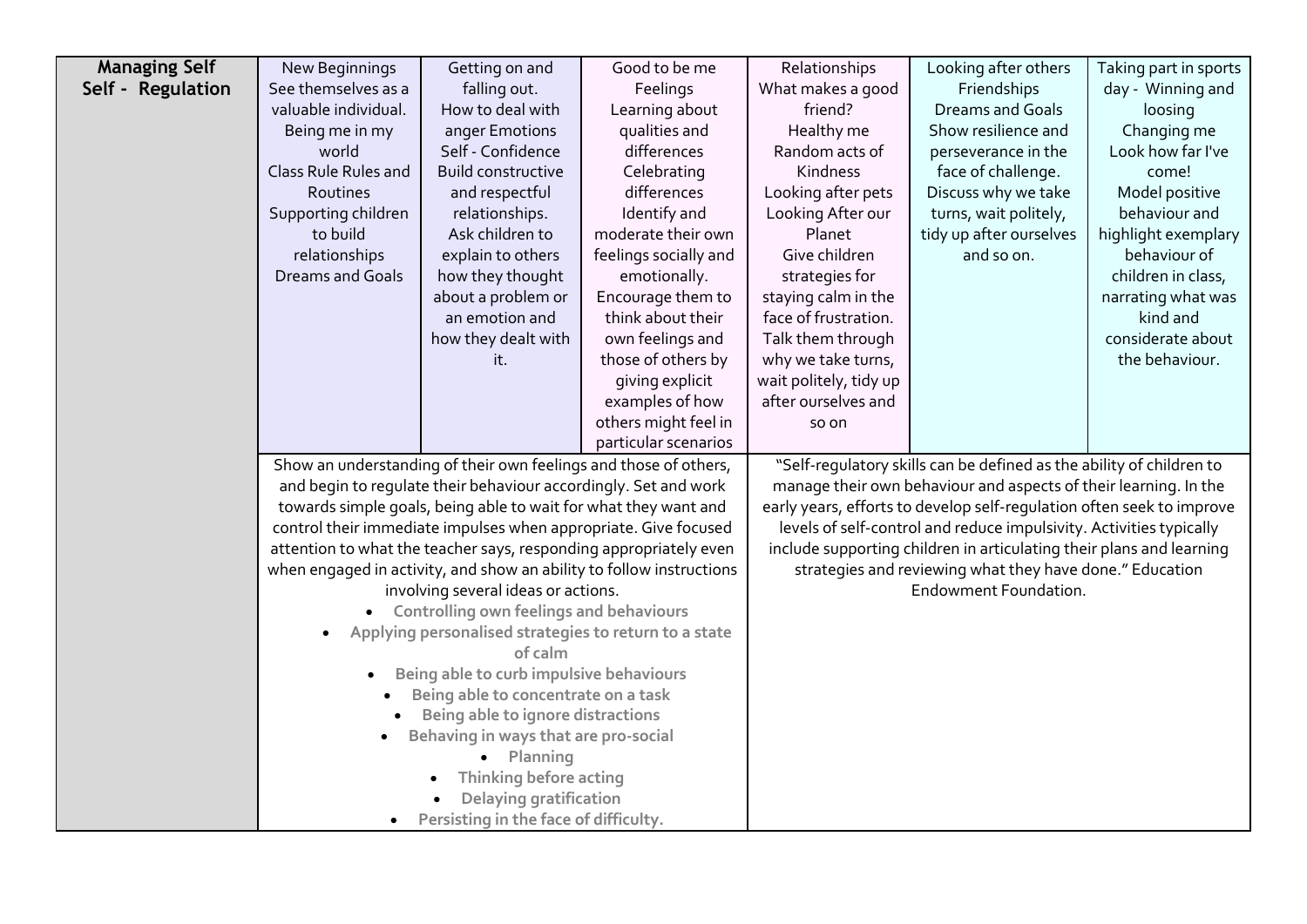| **Managing Self Self - Regulation** | New Beginnings See themselves as a valuable individual. Being me in my world Class Rule Rules and Routines Supporting children to build relationships Dreams and Goals | Getting on and falling out. How to deal with anger Emotions Self - Confidence Build constructive and respectful relationships. Ask children to explain to others how they thought about a problem or an emotion and how they dealt with it. | Good to be me Feelings Learning about qualities and differences Celebrating differences Identify and moderate their own feelings socially and emotionally. Encourage them to think about their own feelings and those of others by giving explicit examples of how others might feel in particular scenarios | Relationships What makes a good friend? Healthy me Random acts of Kindness Looking after pets Looking After our Planet Give children strategies for staying calm in the face of frustration. Talk them through why we take turns, wait politely, tidy up after ourselves and so on | Looking after others Friendships Dreams and Goals Show resilience and perseverance in the face of challenge. Discuss why we take turns, wait politely, tidy up after ourselves and so on. | Taking part in sports day - Winning and loosing Changing me Look how far I've come! Model positive behaviour and highlight exemplary behaviour of children in class, narrating what was kind and considerate about the behaviour. |
|---|---|---|---|---|---|---|
| | Show an understanding of their own feelings and those of others, and begin to regulate their behaviour accordingly. Set and work towards simple goals, being able to wait for what they want and control their immediate impulses when appropriate. Give focused attention to what the teacher says, responding appropriately even when engaged in activity, and show an ability to follow instructions involving several ideas or actions. • **Controlling own feelings and behaviours** • **Applying personalised strategies to return to a state of calm** • **Being able to curb impulsive behaviours** • **Being able to concentrate on a task** • **Being able to ignore distractions** • **Behaving in ways that are pro-social** • **Planning** • **Thinking before acting** • **Delaying gratification** • **Persisting in the face of difficulty.** | | | "Self-regulatory skills can be defined as the ability of children to manage their own behaviour and aspects of their learning. In the early years, efforts to develop self-regulation often seek to improve levels of self-control and reduce impulsivity. Activities typically include supporting children in articulating their plans and learning strategies and reviewing what they have done." Education Endowment Foundation. | | |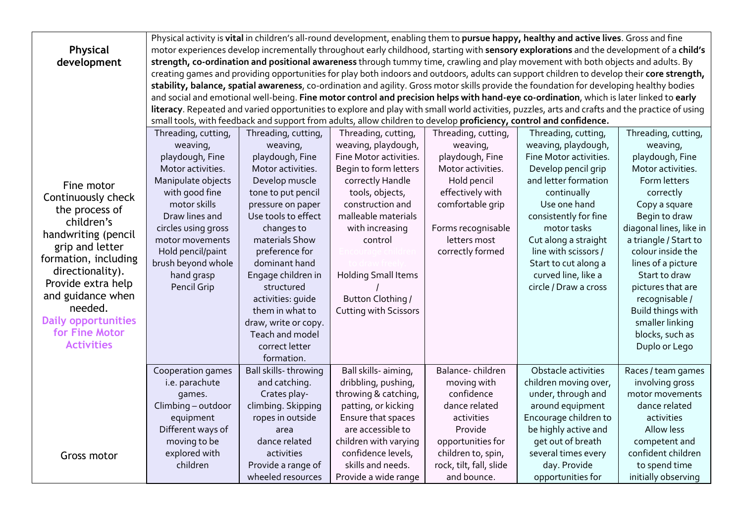| **Physical development** | Physical activity is **vital** in children's all-round development, enabling them to **pursue happy, healthy and active lives**. Gross and fine motor experiences develop incrementally throughout early childhood, starting with **sensory explorations** and the development of a **child's strength, co-ordination and positional awareness** through tummy time, crawling and play movement with both objects and adults. By creating games and providing opportunities for play both indoors and outdoors, adults can support children to develop their **core strength, stability, balance, spatial awareness**, co-ordination and agility. Gross motor skills provide the foundation for developing healthy bodies and social and emotional well-being. **Fine motor control and precision helps with hand-eye co-ordination**, which is later linked to **early literacy**. Repeated and varied opportunities to explore and play with small world activities, puzzles, arts and crafts and the practice of using small tools, with feedback and support from adults, allow children to develop **proficiency, control and confidence.** | | | | | |
|---|---|---|---|---|---|---|
| Fine motor Continuously check the process of children's handwriting (pencil grip and letter formation, including directionality). Provide extra help and guidance when needed. **Daily opportunities for Fine Motor Activities** | Threading, cutting, weaving, playdough, Fine Motor activities. Manipulate objects with good fine motor skills Draw lines and circles using gross motor movements Hold pencil/paint brush beyond whole hand grasp Pencil Grip | Threading, cutting, weaving, playdough, Fine Motor activities. Develop muscle tone to put pencil pressure on paper Use tools to effect changes to materials Show preference for dominant hand Engage children in structured activities: guide them in what to draw, write or copy. Teach and model correct letter formation. | Threading, cutting, weaving, playdough, Fine Motor activities. Begin to form letters correctly Handle tools, objects, construction and malleable materials with increasing control Encourage children to draw freely. Holding Small Items / Button Clothing / Cutting with Scissors | Threading, cutting, weaving, playdough, Fine Motor activities. Hold pencil effectively with comfortable grip Forms recognisable letters most correctly formed | Threading, cutting, weaving, playdough, Fine Motor activities. Develop pencil grip and letter formation continually Use one hand consistently for fine motor tasks Cut along a straight line with scissors / Start to cut along a curved line, like a circle / Draw a cross | Threading, cutting, weaving, playdough, Fine Motor activities. Form letters correctly Copy a square Begin to draw diagonal lines, like in a triangle / Start to colour inside the lines of a picture Start to draw pictures that are recognisable / Build things with smaller linking blocks, such as Duplo or Lego |
| Gross motor | Cooperation games i.e. parachute games. Climbing – outdoor equipment Different ways of moving to be explored with children | Ball skills- throwing and catching. Crates play- climbing. Skipping ropes in outside area dance related activities Provide a range of wheeled resources | Ball skills- aiming, dribbling, pushing, throwing & catching, patting, or kicking Ensure that spaces are accessible to children with varying confidence levels, skills and needs. Provide a wide range | Balance- children moving with confidence dance related activities Provide opportunities for children to, spin, rock, tilt, fall, slide and bounce. | Obstacle activities children moving over, under, through and around equipment Encourage children to be highly active and get out of breath several times every day. Provide opportunities for | Races / team games involving gross motor movements dance related activities Allow less competent and confident children to spend time initially observing |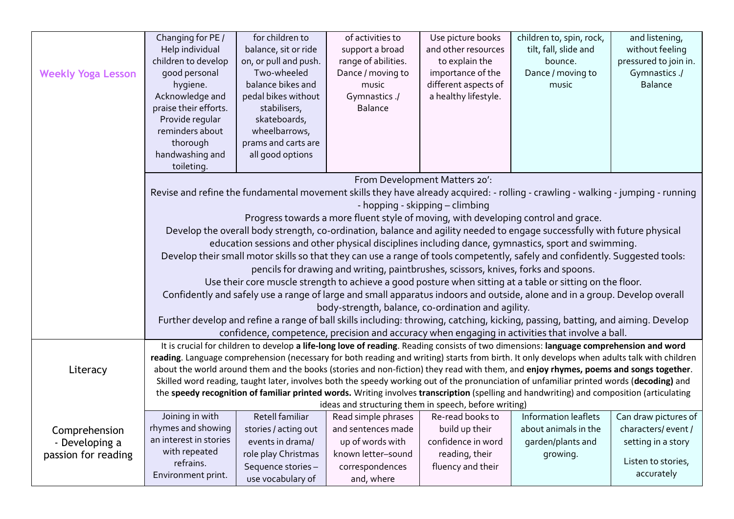| Weekly Yoga Lesson | Changing for PE / Help individual children to develop good personal hygiene. Acknowledge and praise their efforts. Provide regular reminders about thorough handwashing and toileting. | for children to balance, sit or ride on, or pull and push. Two-wheeled balance bikes and pedal bikes without stabilisers, skateboards, wheelbarrows, prams and carts are all good options | of activities to support a broad range of abilities. Dance / moving to music Gymnastics ./ Balance | Use picture books and other resources to explain the importance of the different aspects of a healthy lifestyle. | children to, spin, rock, tilt, fall, slide and bounce. Dance / moving to music | and listening, without feeling pressured to join in. Gymnastics ./ Balance |
|---|---|---|---|---|---|---|
| | From Development Matters 20': Revise and refine the fundamental movement skills they have already acquired: - rolling - crawling - walking - jumping - running - hopping - skipping – climbing Progress towards a more fluent style of moving, with developing control and grace. Develop the overall body strength, co-ordination, balance and agility needed to engage successfully with future physical education sessions and other physical disciplines including dance, gymnastics, sport and swimming. Develop their small motor skills so that they can use a range of tools competently, safely and confidently. Suggested tools: pencils for drawing and writing, paintbrushes, scissors, knives, forks and spoons. Use their core muscle strength to achieve a good posture when sitting at a table or sitting on the floor. Confidently and safely use a range of large and small apparatus indoors and outside, alone and in a group. Develop overall body-strength, balance, co-ordination and agility. Further develop and refine a range of ball skills including: throwing, catching, kicking, passing, batting, and aiming. Develop confidence, competence, precision and accuracy when engaging in activities that involve a ball. | | | | | |
| Literacy | It is crucial for children to develop **a life-long love of reading**. Reading consists of two dimensions: **language comprehension and word reading**. Language comprehension (necessary for both reading and writing) starts from birth. It only develops when adults talk with children about the world around them and the books (stories and non-fiction) they read with them, and **enjoy rhymes, poems and songs together**. Skilled word reading, taught later, involves both the speedy working out of the pronunciation of unfamiliar printed words (**decoding)** and the **speedy recognition of familiar printed words.** Writing involves **transcription** (spelling and handwriting) and composition (articulating ideas and structuring them in speech, before writing) | | | | | |
| Comprehension - Developing a passion for reading | Joining in with rhymes and showing an interest in stories with repeated refrains. Environment print. | Retell familiar stories / acting out events in drama/ role play Christmas Sequence stories – use vocabulary of | Read simple phrases and sentences made up of words with known letter–sound correspondences and, where | Re-read books to build up their confidence in word reading, their fluency and their | Information leaflets about animals in the garden/plants and growing. | Can draw pictures of characters/ event / setting in a story Listen to stories, accurately |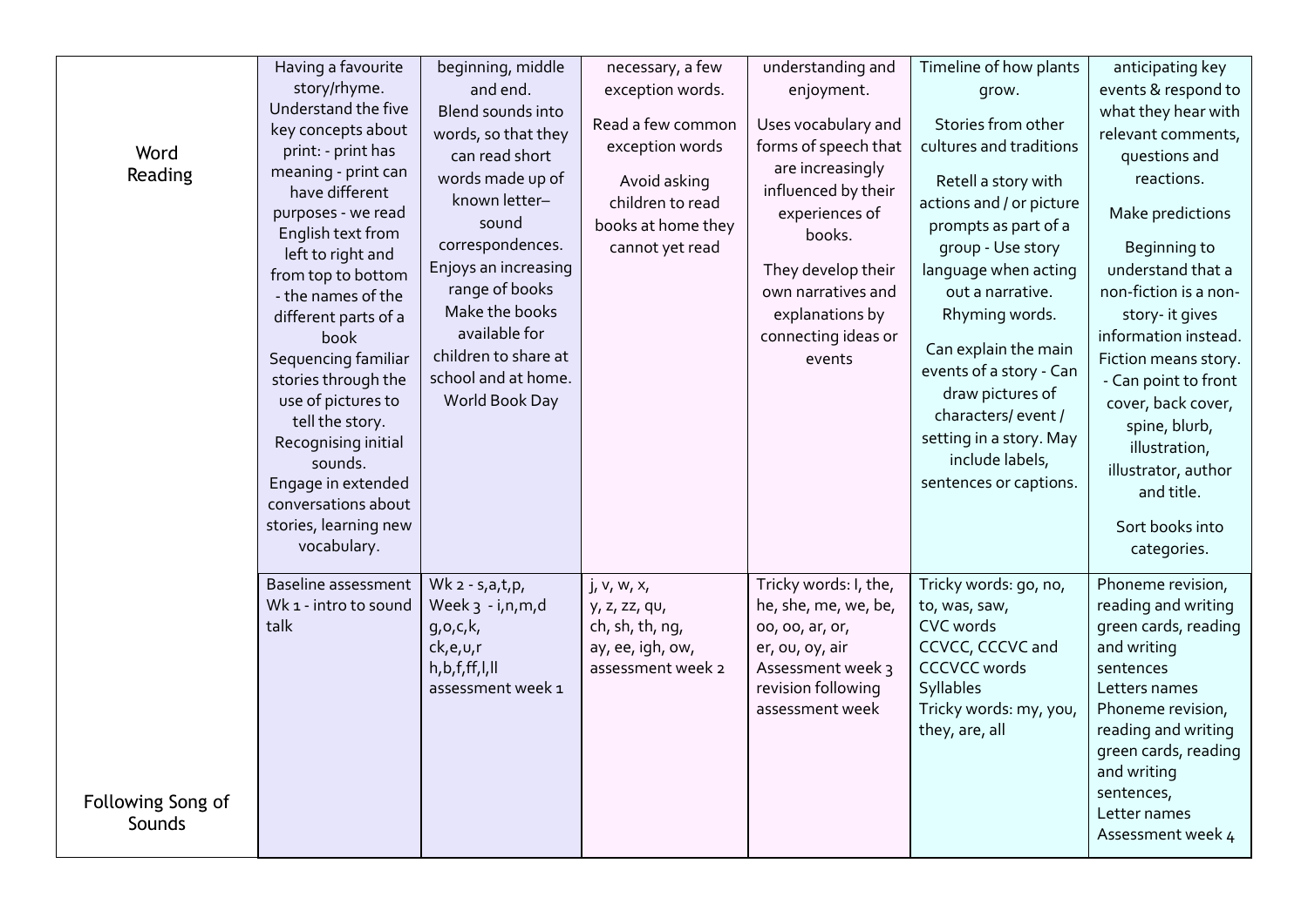| | | | | | | |
|---|---|---|---|---|---|---|
| Word Reading | Having a favourite story/rhyme. Understand the five key concepts about print: - print has meaning - print can have different purposes - we read English text from left to right and from top to bottom - the names of the different parts of a book Sequencing familiar stories through the use of pictures to tell the story. Recognising initial sounds. Engage in extended conversations about stories, learning new vocabulary. | beginning, middle and end. Blend sounds into words, so that they can read short words made up of known letter–sound correspondences. Enjoys an increasing range of books Make the books available for children to share at school and at home. World Book Day | necessary, a few exception words. Read a few common exception words Avoid asking children to read books at home they cannot yet read | understanding and enjoyment. Uses vocabulary and forms of speech that are increasingly influenced by their experiences of books. They develop their own narratives and explanations by connecting ideas or events | Timeline of how plants grow. Stories from other cultures and traditions Retell a story with actions and / or picture prompts as part of a group - Use story language when acting out a narrative. Rhyming words. Can explain the main events of a story - Can draw pictures of characters/ event / setting in a story. May include labels, sentences or captions. | anticipating key events & respond to what they hear with relevant comments, questions and reactions. Make predictions Beginning to understand that a non-fiction is a non-story- it gives information instead. Fiction means story. - Can point to front cover, back cover, spine, blurb, illustration, illustrator, author and title. Sort books into categories. |
| Following Song of Sounds | Baseline assessment Wk 1 - intro to sound talk | Wk 2 - s,a,t,p, Week 3 - i,n,m,d g,o,c,k, ck,e,u,r h,b,f,ff,l,ll assessment week 1 | j, v, w, x, y, z, zz, qu, ch, sh, th, ng, ay, ee, igh, ow, assessment week 2 | Tricky words: I, the, he, she, me, we, be, oo, oo, ar, or, er, ou, oy, air Assessment week 3 revision following assessment week | Tricky words: go, no, to, was, saw, CVC words CCVCC, CCCVC and CCCVCC words Syllables Tricky words: my, you, they, are, all | Phoneme revision, reading and writing green cards, reading and writing sentences Letters names Phoneme revision, reading and writing green cards, reading and writing sentences, Letter names Assessment week 4 |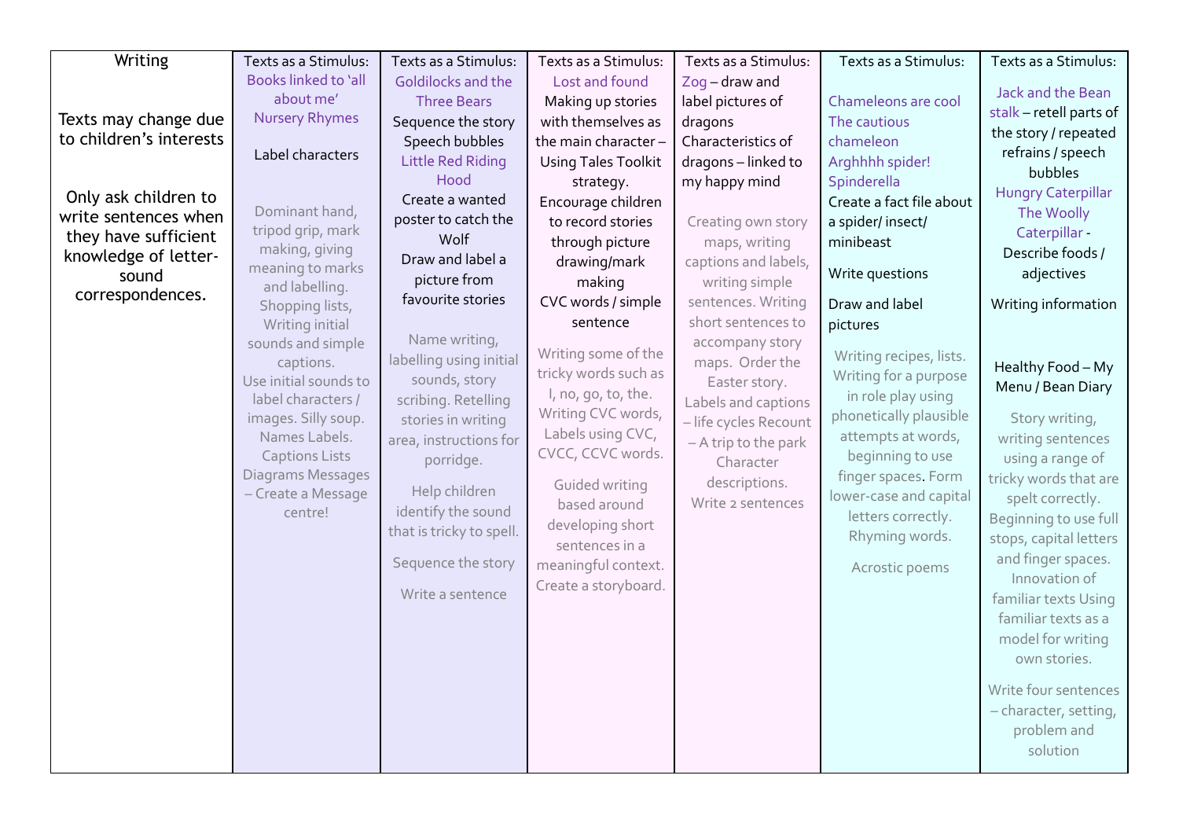| Writing<br><br>Texts may change due to children's interests<br><br>Only ask children to write sentences when they have sufficient knowledge of letter-sound correspondences. | Texts as a Stimulus:<br>Books linked to 'all about me'<br>Nursery Rhymes<br><br>Label characters<br><br>Dominant hand, tripod grip, mark making, giving meaning to marks and labelling. Shopping lists, Writing initial sounds and simple captions.<br>Use initial sounds to label characters / images. Silly soup. Names Labels. Captions Lists Diagrams Messages – Create a Message centre! | Texts as a Stimulus:<br>Goldilocks and the Three Bears<br>Sequence the story<br>Speech bubbles<br>Little Red Riding Hood<br>Create a wanted poster to catch the Wolf<br>Draw and label a picture from favourite stories<br><br>Name writing, labelling using initial sounds, story scribing. Retelling stories in writing area, instructions for porridge.<br><br>Help children identify the sound that is tricky to spell.<br><br>Sequence the story<br><br>Write a sentence | Texts as a Stimulus:<br>Lost and found<br>Making up stories with themselves as the main character – Using Tales Toolkit strategy.<br>Encourage children to record stories through picture drawing/mark making<br>CVC words / simple sentence<br><br>Writing some of the tricky words such as I, no, go, to, the. Writing CVC words, Labels using CVC, CVCC, CCVC words.<br><br>Guided writing based around developing short sentences in a meaningful context. Create a storyboard. | Texts as a Stimulus:<br>Zog – draw and label pictures of dragons<br>Characteristics of dragons – linked to my happy mind<br><br>Creating own story maps, writing captions and labels, writing simple sentences. Writing short sentences to accompany story maps. Order the Easter story.<br>Labels and captions – life cycles Recount – A trip to the park<br>Character descriptions.<br>Write 2 sentences | Texts as a Stimulus:<br><br>Chameleons are cool<br>The cautious chameleon<br>Arghhhh spider!<br>Spinderella<br>Create a fact file about a spider/ insect/ minibeast<br><br>Write questions<br><br>Draw and label pictures<br><br>Writing recipes, lists. Writing for a purpose in role play using phonetically plausible attempts at words, beginning to use finger spaces. Form lower-case and capital letters correctly. Rhyming words.<br><br>Acrostic poems | Texts as a Stimulus:<br><br>Jack and the Bean stalk – retell parts of the story / repeated refrains / speech bubbles<br>Hungry Caterpillar<br>The Woolly Caterpillar - Describe foods / adjectives<br><br>Writing information<br><br>Healthy Food – My Menu / Bean Diary<br><br>Story writing, writing sentences using a range of tricky words that are spelt correctly. Beginning to use full stops, capital letters and finger spaces. Innovation of familiar texts Using familiar texts as a model for writing own stories.<br><br>Write four sentences – character, setting, problem and solution |
|---|---|---|---|---|---|---|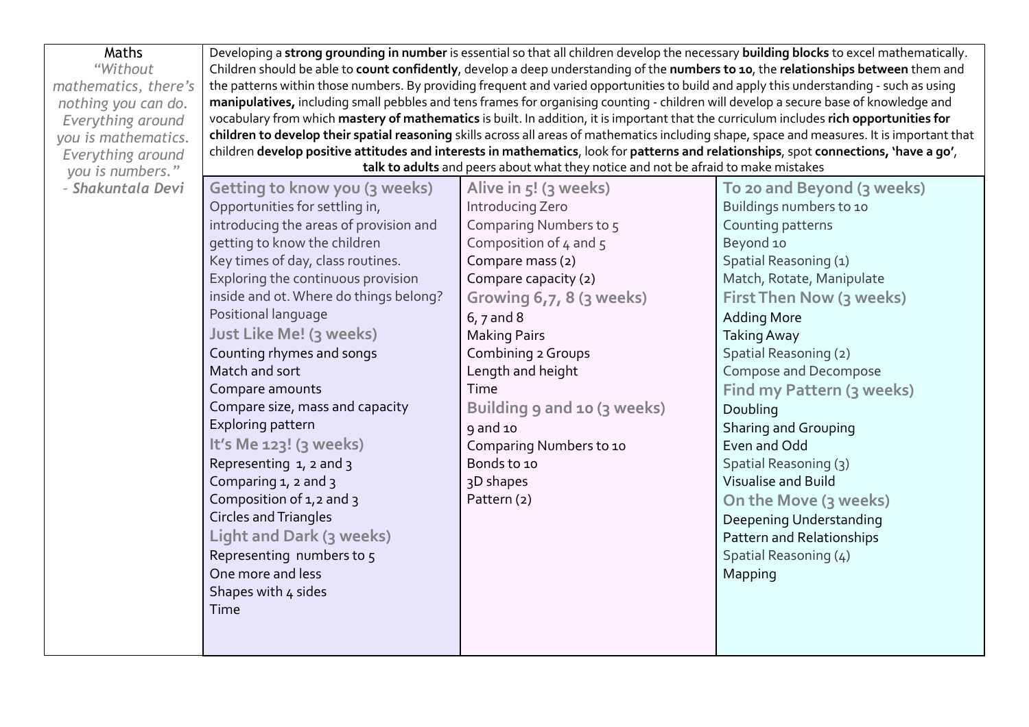**Maths**

*"Without mathematics, there's nothing you can do. Everything around you is mathematics. Everything around you is numbers."*
*- Shakuntala Devi*

Developing a **strong grounding in number** is essential so that all children develop the necessary **building blocks** to excel mathematically. Children should be able to **count confidently**, develop a deep understanding of the **numbers to 10**, the **relationships between** them and the patterns within those numbers. By providing frequent and varied opportunities to build and apply this understanding - such as using **manipulatives,** including small pebbles and tens frames for organising counting - children will develop a secure base of knowledge and vocabulary from which **mastery of mathematics** is built. In addition, it is important that the curriculum includes **rich opportunities for children to develop their spatial reasoning** skills across all areas of mathematics including shape, space and measures. It is important that children **develop positive attitudes and interests in mathematics**, look for **patterns and relationships**, spot **connections, 'have a go'**, **talk to adults** and peers about what they notice and not be afraid to make mistakes

| | | |
|---|---|---|
| **Getting to know you (3 weeks)**<br>Opportunities for settling in, introducing the areas of provision and getting to know the children<br>Key times of day, class routines.<br>Exploring the continuous provision inside and ot. Where do things belong?<br>Positional language<br>**Just Like Me! (3 weeks)**<br>Counting rhymes and songs<br>Match and sort<br>Compare amounts<br>Compare size, mass and capacity<br>Exploring pattern<br>**It's Me 123! (3 weeks)**<br>Representing 1, 2 and 3<br>Comparing 1, 2 and 3<br>Composition of 1,2 and 3<br>Circles and Triangles<br>**Light and Dark (3 weeks)**<br>Representing numbers to 5<br>One more and less<br>Shapes with 4 sides<br>Time | **Alive in 5! (3 weeks)**<br>Introducing Zero<br>Comparing Numbers to 5<br>Composition of 4 and 5<br>Compare mass (2)<br>Compare capacity (2)<br>**Growing 6,7, 8 (3 weeks)**<br>6, 7 and 8<br>Making Pairs<br>Combining 2 Groups<br>Length and height<br>Time<br>**Building 9 and 10 (3 weeks)**<br>9 and 10<br>Comparing Numbers to 10<br>Bonds to 10<br>3D shapes<br>Pattern (2) | **To 20 and Beyond (3 weeks)**<br>Buildings numbers to 10<br>Counting patterns<br>Beyond 10<br>Spatial Reasoning (1)<br>Match, Rotate, Manipulate<br>**First Then Now (3 weeks)**<br>Adding More<br>Taking Away<br>Spatial Reasoning (2)<br>Compose and Decompose<br>**Find my Pattern (3 weeks)**<br>Doubling<br>Sharing and Grouping<br>Even and Odd<br>Spatial Reasoning (3)<br>Visualise and Build<br>**On the Move (3 weeks)**<br>Deepening Understanding<br>Pattern and Relationships<br>Spatial Reasoning (4)<br>Mapping |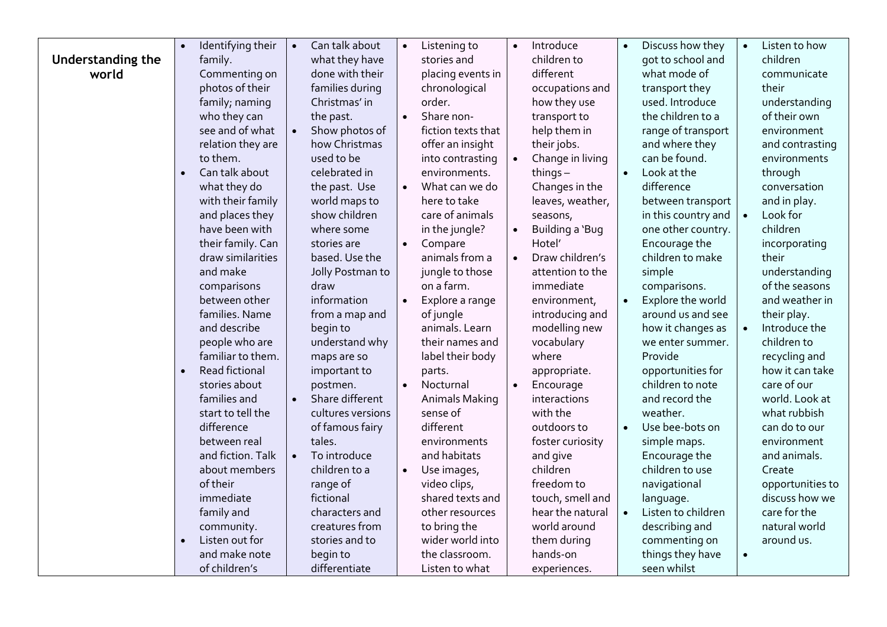| Understanding the world | <ul><li>Identifying their family. Commenting on photos of their family; naming who they can see and of what relation they are to them.</li><li>Can talk about what they do with their family and places they have been with their family. Can draw similarities and make comparisons between other families. Name and describe people who are familiar to them.</li><li>Read fictional stories about families and start to tell the difference between real and fiction. Talk about members of their immediate family and community.</li><li>Listen out for and make note of children's</li></ul> | <ul><li>Can talk about what they have done with their families during Christmas' in the past.</li><li>Show photos of how Christmas used to be celebrated in the past. Use world maps to show children where some stories are based. Use the Jolly Postman to draw information from a map and begin to understand why maps are so important to postmen.</li><li>Share different cultures versions of famous fairy tales.</li><li>To introduce children to a range of fictional characters and creatures from stories and to begin to differentiate</li></ul> | <ul><li>Listening to stories and placing events in chronological order.</li><li>Share non-fiction texts that offer an insight into contrasting environments.</li><li>What can we do here to take care of animals in the jungle?</li><li>Compare animals from a jungle to those on a farm.</li><li>Explore a range of jungle animals. Learn their names and label their body parts.</li><li>Nocturnal Animals Making sense of different environments and habitats</li><li>Use images, video clips, shared texts and other resources to bring the wider world into the classroom. Listen to what</li></ul> | <ul><li>Introduce children to different occupations and how they use transport to help them in their jobs.</li><li>Change in living things – Changes in the leaves, weather, seasons,</li><li>Building a 'Bug Hotel'</li><li>Draw children's attention to the immediate environment, introducing and modelling new vocabulary where appropriate.</li><li>Encourage interactions with the outdoors to foster curiosity and give children freedom to touch, smell and hear the natural world around them during hands-on experiences.</li></ul> | <ul><li>Discuss how they got to school and what mode of transport they used. Introduce the children to a range of transport and where they can be found.</li><li>Look at the difference between transport in this country and one other country. Encourage the children to make simple comparisons.</li><li>Explore the world around us and see how it changes as we enter summer. Provide opportunities for children to note and record the weather.</li><li>Use bee-bots on simple maps. Encourage the children to use navigational language.</li><li>Listen to children describing and commenting on things they have seen whilst</li></ul> | <ul><li>Listen to how children communicate their understanding of their own environment and contrasting environments through conversation and in play.</li><li>Look for children incorporating their understanding of the seasons and weather in their play.</li><li>Introduce the children to recycling and how it can take care of our world. Look at what rubbish can do to our environment and animals. Create opportunities to discuss how we care for the natural world around us.</li><li></li></ul> |
|---|---|---|---|---|---|---|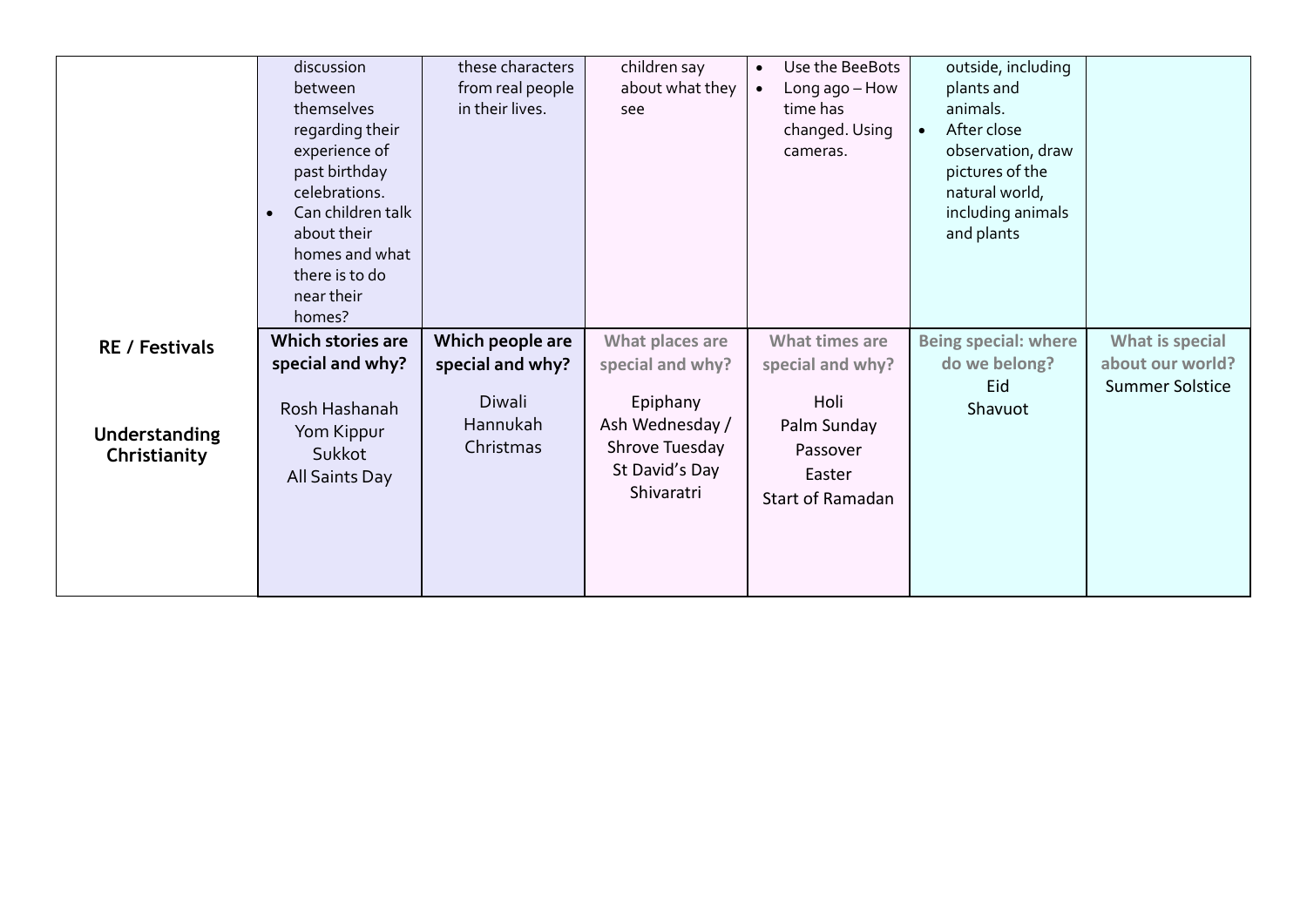| | | | | | | |
|---|---|---|---|---|---|---|
| | discussion between themselves regarding their experience of past birthday celebrations.<br>• Can children talk about their homes and what there is to do near their homes? | these characters from real people in their lives. | children say about what they see | • Use the BeeBots<br>• Long ago – How time has changed. Using cameras. | outside, including plants and animals.<br>• After close observation, draw pictures of the natural world, including animals and plants | |
| **RE / Festivals**<br><br>**Understanding Christianity** | **Which stories are special and why?**<br><br>Rosh Hashanah<br>Yom Kippur<br>Sukkot<br>All Saints Day | **Which people are special and why?**<br><br>Diwali<br>Hannukah<br>Christmas | **What places are special and why?**<br><br>Epiphany<br>Ash Wednesday / Shrove Tuesday<br>St David's Day<br>Shivaratri | **What times are special and why?**<br><br>Holi<br>Palm Sunday<br>Passover<br>Easter<br>Start of Ramadan | **Being special: where do we belong?**<br>Eid<br>Shavuot | **What is special about our world?**<br>Summer Solstice |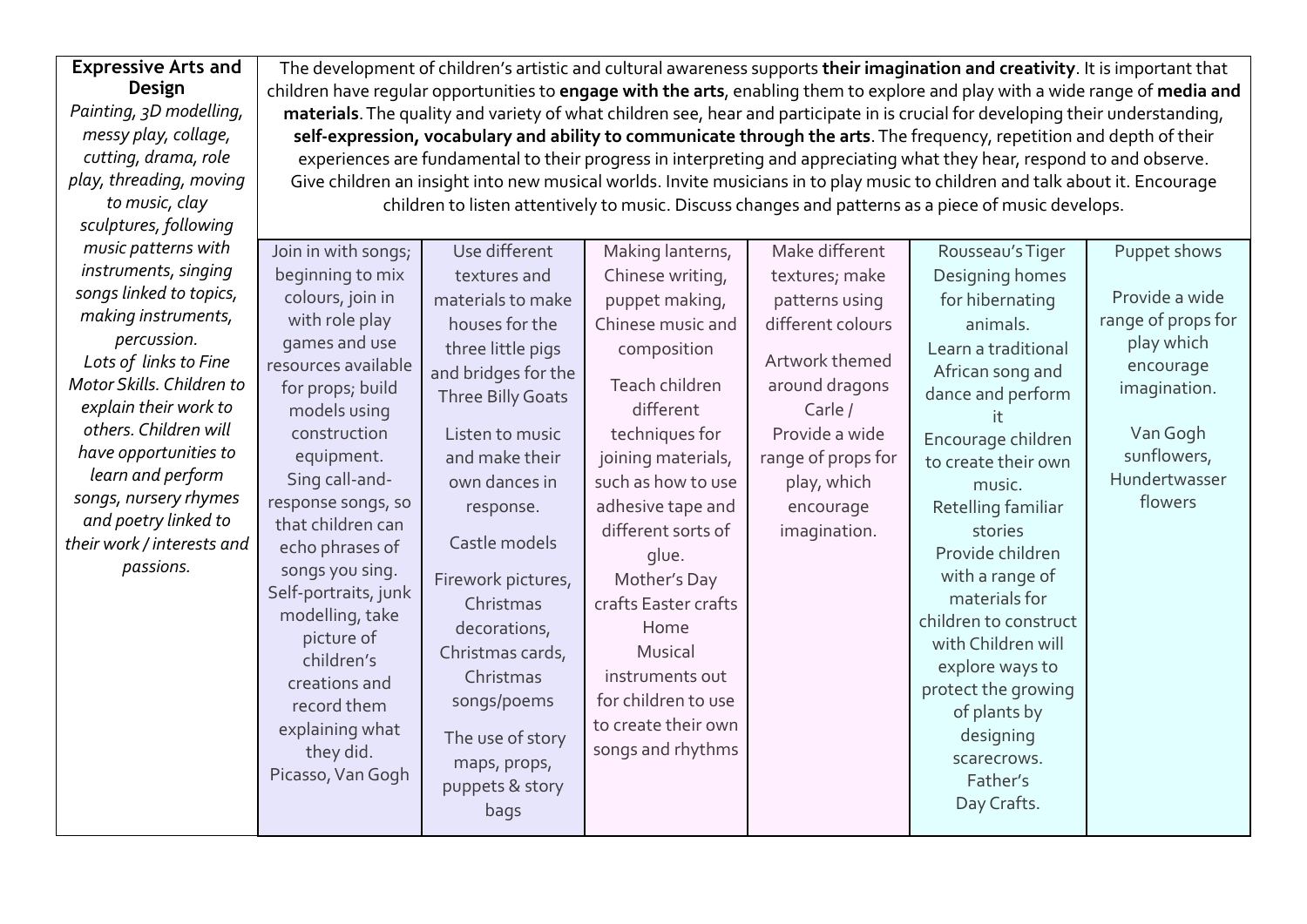| **Expressive Arts and Design** *Painting, 3D modelling, messy play, collage, cutting, drama, role play, threading, moving to music, clay sculptures, following music patterns with instruments, singing songs linked to topics, making instruments, percussion. Lots of links to Fine Motor Skills. Children to explain their work to others. Children will have opportunities to learn and perform songs, nursery rhymes and poetry linked to their work / interests and passions.* | The development of children's artistic and cultural awareness supports **their imagination and creativity**. It is important that children have regular opportunities to **engage with the arts**, enabling them to explore and play with a wide range of **media and materials**. The quality and variety of what children see, hear and participate in is crucial for developing their understanding, **self-expression, vocabulary and ability to communicate through the arts**. The frequency, repetition and depth of their experiences are fundamental to their progress in interpreting and appreciating what they hear, respond to and observe. Give children an insight into new musical worlds. Invite musicians in to play music to children and talk about it. Encourage children to listen attentively to music. Discuss changes and patterns as a piece of music develops. | | | | | |
|---|---|---|---|---|---|---|
| | Join in with songs; beginning to mix colours, join in with role play games and use resources available for props; build models using construction equipment. Sing call-and-response songs, so that children can echo phrases of songs you sing. Self-portraits, junk modelling, take picture of children's creations and record them explaining what they did. Picasso, Van Gogh | Use different textures and materials to make houses for the three little pigs and bridges for the Three Billy Goats<br><br>Listen to music and make their own dances in response.<br><br>Castle models<br><br>Firework pictures, Christmas decorations, Christmas cards, Christmas songs/poems<br><br>The use of story maps, props, puppets & story bags | Making lanterns, Chinese writing, puppet making, Chinese music and composition<br><br>Teach children different techniques for joining materials, such as how to use adhesive tape and different sorts of glue. Mother's Day crafts Easter crafts Home Musical instruments out for children to use to create their own songs and rhythms | Make different textures; make patterns using different colours<br><br>Artwork themed around dragons Carle / Provide a wide range of props for play, which encourage imagination. | Rousseau's Tiger Designing homes for hibernating animals. Learn a traditional African song and dance and perform it Encourage children to create their own music. Retelling familiar stories Provide children with a range of materials for children to construct with Children will explore ways to protect the growing of plants by designing scarecrows. Father's Day Crafts. | Puppet shows<br><br>Provide a wide range of props for play which encourage imagination.<br><br>Van Gogh sunflowers, Hundertwasser flowers |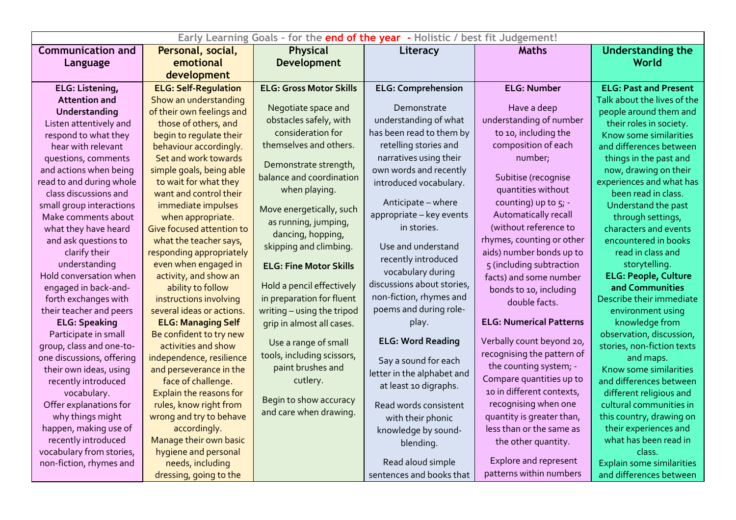| Early Learning Goals - for the end of the year - Holistic / best fit Judgement! | | | | | |
|---|---|---|---|---|---|
| **Communication and Language** | **Personal, social, emotional development** | **Physical Development** | **Literacy** | **Maths** | **Understanding the World** |
| **ELG: Listening, Attention and Understanding** Listen attentively and respond to what they hear with relevant questions, comments and actions when being read to and during whole class discussions and small group interactions Make comments about what they have heard and ask questions to clarify their understanding Hold conversation when engaged in back-and-forth exchanges with their teacher and peers **ELG: Speaking** Participate in small group, class and one-to-one discussions, offering their own ideas, using recently introduced vocabulary. Offer explanations for why things might happen, making use of recently introduced vocabulary from stories, non-fiction, rhymes and | **ELG: Self-Regulation** Show an understanding of their own feelings and those of others, and begin to regulate their behaviour accordingly. Set and work towards simple goals, being able to wait for what they want and control their immediate impulses when appropriate. Give focused attention to what the teacher says, responding appropriately even when engaged in activity, and show an ability to follow instructions involving several ideas or actions. **ELG: Managing Self** Be confident to try new activities and show independence, resilience and perseverance in the face of challenge. Explain the reasons for rules, know right from wrong and try to behave accordingly. Manage their own basic hygiene and personal needs, including dressing, going to the | **ELG: Gross Motor Skills** Negotiate space and obstacles safely, with consideration for themselves and others. Demonstrate strength, balance and coordination when playing. Move energetically, such as running, jumping, dancing, hopping, skipping and climbing. **ELG: Fine Motor Skills** Hold a pencil effectively in preparation for fluent writing – using the tripod grip in almost all cases. Use a range of small tools, including scissors, paint brushes and cutlery. Begin to show accuracy and care when drawing. | **ELG: Comprehension** Demonstrate understanding of what has been read to them by retelling stories and narratives using their own words and recently introduced vocabulary. Anticipate – where appropriate – key events in stories. Use and understand recently introduced vocabulary during discussions about stories, non-fiction, rhymes and poems and during role-play. **ELG: Word Reading** Say a sound for each letter in the alphabet and at least 10 digraphs. Read words consistent with their phonic knowledge by sound-blending. Read aloud simple sentences and books that | **ELG: Number** Have a deep understanding of number to 10, including the composition of each number; Subitise (recognise quantities without counting) up to 5; - Automatically recall (without reference to rhymes, counting or other aids) number bonds up to 5 (including subtraction facts) and some number bonds to 10, including double facts. **ELG: Numerical Patterns** Verbally count beyond 20, recognising the pattern of the counting system; - Compare quantities up to 10 in different contexts, recognising when one quantity is greater than, less than or the same as the other quantity. Explore and represent patterns within numbers | **ELG: Past and Present** Talk about the lives of the people around them and their roles in society. Know some similarities and differences between things in the past and now, drawing on their experiences and what has been read in class. Understand the past through settings, characters and events encountered in books read in class and storytelling. **ELG: People, Culture and Communities** Describe their immediate environment using knowledge from observation, discussion, stories, non-fiction texts and maps. Know some similarities and differences between different religious and cultural communities in this country, drawing on their experiences and what has been read in class. Explain some similarities and differences between |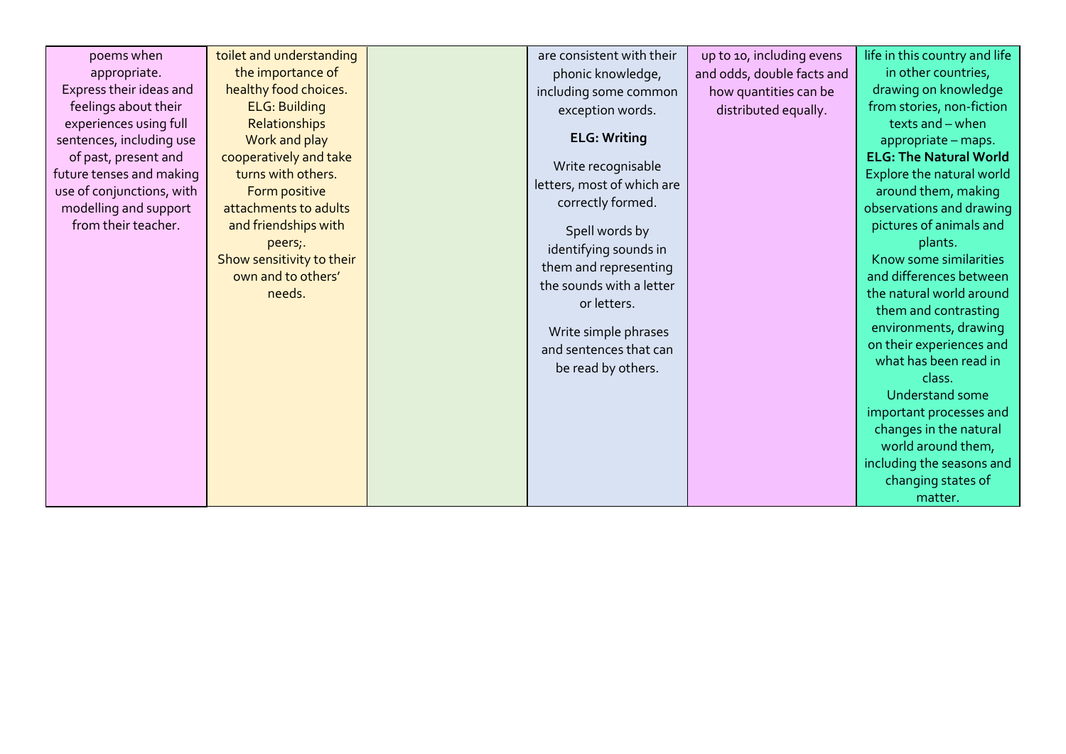| | | | | | |
|---|---|---|---|---|---|
| poems when appropriate. Express their ideas and feelings about their experiences using full sentences, including use of past, present and future tenses and making use of conjunctions, with modelling and support from their teacher. | toilet and understanding the importance of healthy food choices. ELG: Building Relationships Work and play cooperatively and take turns with others. Form positive attachments to adults and friendships with peers;. Show sensitivity to their own and to others' needs. | | are consistent with their phonic knowledge, including some common exception words. **ELG: Writing** Write recognisable letters, most of which are correctly formed. Spell words by identifying sounds in them and representing the sounds with a letter or letters. Write simple phrases and sentences that can be read by others. | up to 10, including evens and odds, double facts and how quantities can be distributed equally. | life in this country and life in other countries, drawing on knowledge from stories, non-fiction texts and – when appropriate – maps. **ELG: The Natural World** Explore the natural world around them, making observations and drawing pictures of animals and plants. Know some similarities and differences between the natural world around them and contrasting environments, drawing on their experiences and what has been read in class. Understand some important processes and changes in the natural world around them, including the seasons and changing states of matter. |